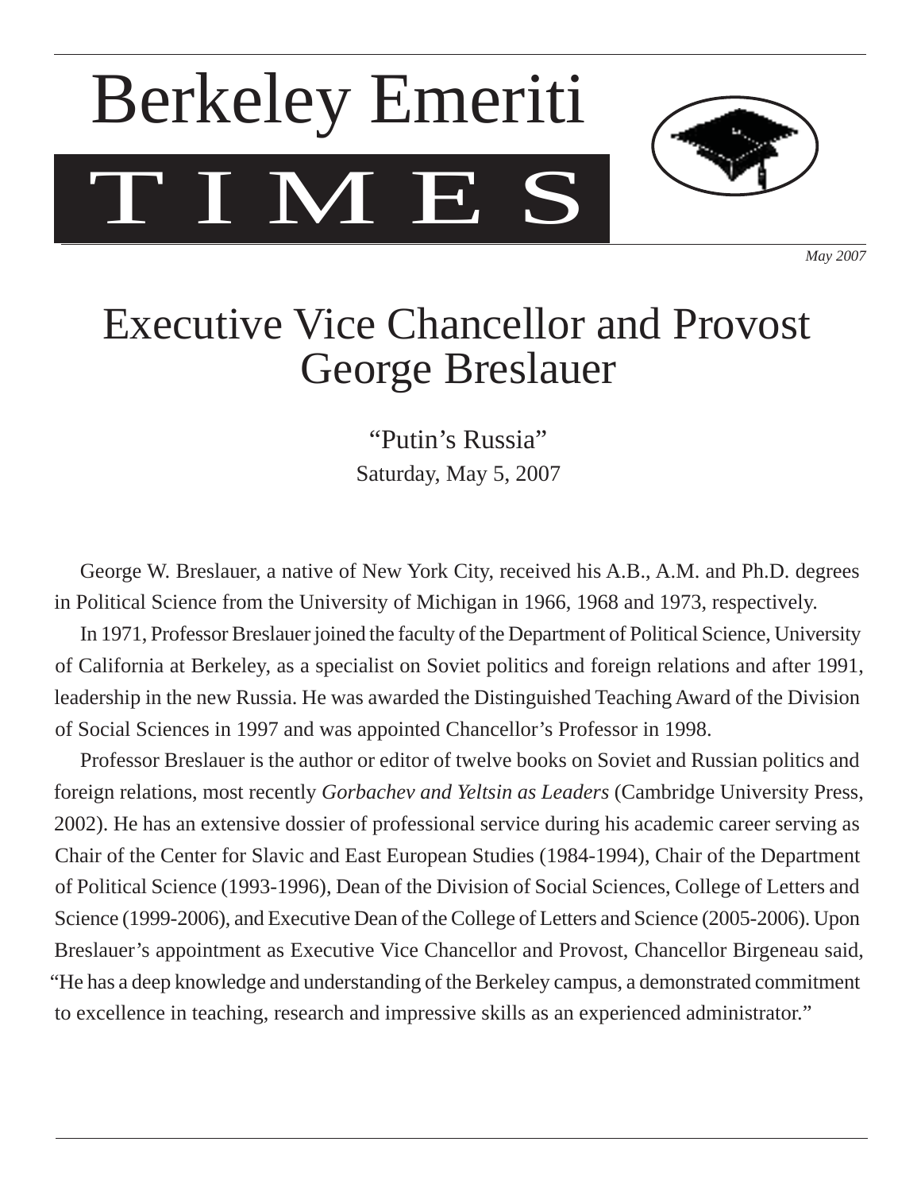# Berkeley Emeriti TIMES

*May 2007*

## Executive Vice Chancellor and Provost George Breslauer

"Putin's Russia"

Saturday, May 5, 2007

George W. Breslauer, a native of New York City, received his A.B., A.M. and Ph.D. degrees in Political Science from the University of Michigan in 1966, 1968 and 1973, respectively.

In 1971, Professor Breslauer joined the faculty of the Department of Political Science, University of California at Berkeley, as a specialist on Soviet politics and foreign relations and after 1991, leadership in the new Russia. He was awarded the Distinguished Teaching Award of the Division of Social Sciences in 1997 and was appointed Chancellor's Professor in 1998.

Professor Breslauer is the author or editor of twelve books on Soviet and Russian politics and foreign relations, most recently *Gorbachev and Yeltsin as Leaders* (Cambridge University Press, 2002). He has an extensive dossier of professional service during his academic career serving as Chair of the Center for Slavic and East European Studies (1984-1994), Chair of the Department of Political Science (1993-1996), Dean of the Division of Social Sciences, College of Letters and Science (1999-2006), and Executive Dean of the College of Letters and Science (2005-2006). Upon Breslauer's appointment as Executive Vice Chancellor and Provost, Chancellor Birgeneau said, "He has a deep knowledge and understanding of the Berkeley campus, a demonstrated commitment to excellence in teaching, research and impressive skills as an experienced administrator."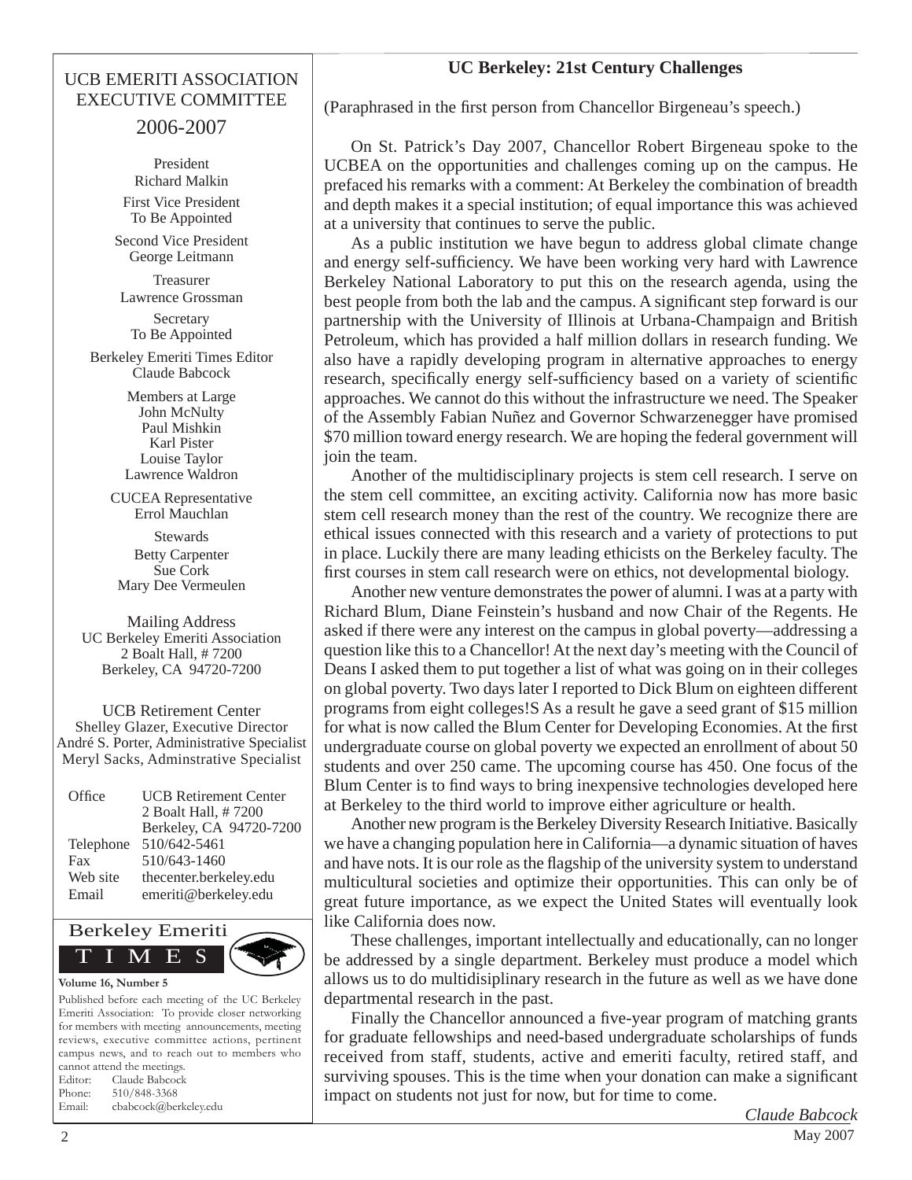## UCB EMERITI ASSOCIATION EXECUTIVE COMMITTEE 2006-2007

President
Richard Malkin

First Vice President
To Be Appointed

Second Vice President
George Leitmann

Treasurer
Lawrence Grossman

Secretary
To Be Appointed

Berkeley Emeriti Times Editor
Claude Babcock

Members at Large
John McNulty
Paul Mishkin
Karl Pister
Louise Taylor
Lawrence Waldron

CUCEA Representative
Errol Mauchlan

Stewards
Betty Carpenter
Sue Cork
Mary Dee Vermeulen

Mailing Address
UC Berkeley Emeriti Association
2 Boalt Hall, # 7200
Berkeley, CA 94720-7200

UCB Retirement Center
Shelley Glazer, Executive Director
André S. Porter, Administrative Specialist
Meryl Sacks, Adminstrative Specialist

| | |
|---|---|
| Office | UCB Retirement Center<br>2 Boalt Hall, # 7200<br>Berkeley, CA 94720-7200 |
| Telephone | 510/642-5461 |
| Fax | 510/643-1460 |
| Web site | thecenter.berkeley.edu |
| Email | emeriti@berkeley.edu |

Berkeley Emeriti TIMES

**Volume 16, Number 5**

Published before each meeting of the UC Berkeley Emeriti Association: To provide closer networking for members with meeting announcements, meeting reviews, executive committee actions, pertinent campus news, and to reach out to members who cannot attend the meetings.

Editor: Claude Babcock
Phone: 510/848-3368
Email: cbabcock@berkeley.edu

## UC Berkeley: 21st Century Challenges

(Paraphrased in the first person from Chancellor Birgeneau's speech.)

On St. Patrick's Day 2007, Chancellor Robert Birgeneau spoke to the UCBEA on the opportunities and challenges coming up on the campus. He prefaced his remarks with a comment: At Berkeley the combination of breadth and depth makes it a special institution; of equal importance this was achieved at a university that continues to serve the public.

As a public institution we have begun to address global climate change and energy self-sufficiency. We have been working very hard with Lawrence Berkeley National Laboratory to put this on the research agenda, using the best people from both the lab and the campus. A significant step forward is our partnership with the University of Illinois at Urbana-Champaign and British Petroleum, which has provided a half million dollars in research funding. We also have a rapidly developing program in alternative approaches to energy research, specifically energy self-sufficiency based on a variety of scientific approaches. We cannot do this without the infrastructure we need. The Speaker of the Assembly Fabian Nuñez and Governor Schwarzenegger have promised $70 million toward energy research. We are hoping the federal government will join the team.

Another of the multidisciplinary projects is stem cell research. I serve on the stem cell committee, an exciting activity. California now has more basic stem cell research money than the rest of the country. We recognize there are ethical issues connected with this research and a variety of protections to put in place. Luckily there are many leading ethicists on the Berkeley faculty. The first courses in stem call research were on ethics, not developmental biology.

Another new venture demonstrates the power of alumni. I was at a party with Richard Blum, Diane Feinstein's husband and now Chair of the Regents. He asked if there were any interest on the campus in global poverty—addressing a question like this to a Chancellor! At the next day's meeting with the Council of Deans I asked them to put together a list of what was going on in their colleges on global poverty. Two days later I reported to Dick Blum on eighteen different programs from eight colleges!S As a result he gave a seed grant of $15 million for what is now called the Blum Center for Developing Economies. At the first undergraduate course on global poverty we expected an enrollment of about 50 students and over 250 came. The upcoming course has 450. One focus of the Blum Center is to find ways to bring inexpensive technologies developed here at Berkeley to the third world to improve either agriculture or health.

Another new program is the Berkeley Diversity Research Initiative. Basically we have a changing population here in California—a dynamic situation of haves and have nots. It is our role as the flagship of the university system to understand multicultural societies and optimize their opportunities. This can only be of great future importance, as we expect the United States will eventually look like California does now.

These challenges, important intellectually and educationally, can no longer be addressed by a single department. Berkeley must produce a model which allows us to do multidisiplinary research in the future as well as we have done departmental research in the past.

Finally the Chancellor announced a five-year program of matching grants for graduate fellowships and need-based undergraduate scholarships of funds received from staff, students, active and emeriti faculty, retired staff, and surviving spouses. This is the time when your donation can make a significant impact on students not just for now, but for time to come.

*Claude Babcock*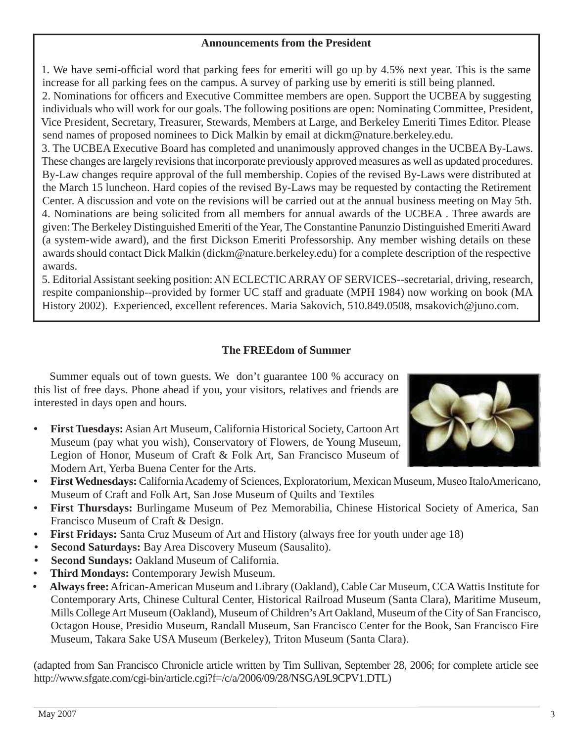## Announcements from the President

1. We have semi-official word that parking fees for emeriti will go up by 4.5% next year. This is the same increase for all parking fees on the campus. A survey of parking use by emeriti is still being planned.
2. Nominations for officers and Executive Committee members are open. Support the UCBEA by suggesting individuals who will work for our goals. The following positions are open: Nominating Committee, President, Vice President, Secretary, Treasurer, Stewards, Members at Large, and Berkeley Emeriti Times Editor. Please send names of proposed nominees to Dick Malkin by email at dickm@nature.berkeley.edu.
3. The UCBEA Executive Board has completed and unanimously approved changes in the UCBEA By-Laws. These changes are largely revisions that incorporate previously approved measures as well as updated procedures. By-Law changes require approval of the full membership. Copies of the revised By-Laws were distributed at the March 15 luncheon. Hard copies of the revised By-Laws may be requested by contacting the Retirement Center. A discussion and vote on the revisions will be carried out at the annual business meeting on May 5th.
4. Nominations are being solicited from all members for annual awards of the UCBEA . Three awards are given: The Berkeley Distinguished Emeriti of the Year, The Constantine Panunzio Distinguished Emeriti Award (a system-wide award), and the first Dickson Emeriti Professorship. Any member wishing details on these awards should contact Dick Malkin (dickm@nature.berkeley.edu) for a complete description of the respective awards.
5. Editorial Assistant seeking position: AN ECLECTIC ARRAY OF SERVICES--secretarial, driving, research, respite companionship--provided by former UC staff and graduate (MPH 1984) now working on book (MA History 2002). Experienced, excellent references. Maria Sakovich, 510.849.0508, msakovich@juno.com.

## The FREEdom of Summer

Summer equals out of town guests. We don't guarantee 100 % accuracy on this list of free days. Phone ahead if you, your visitors, relatives and friends are interested in days open and hours.

- **First Tuesdays:** Asian Art Museum, California Historical Society, Cartoon Art Museum (pay what you wish), Conservatory of Flowers, de Young Museum, Legion of Honor, Museum of Craft & Folk Art, San Francisco Museum of Modern Art, Yerba Buena Center for the Arts.
- **First Wednesdays:** California Academy of Sciences, Exploratorium, Mexican Museum, Museo ItaloAmericano, Museum of Craft and Folk Art, San Jose Museum of Quilts and Textiles
- **First Thursdays:** Burlingame Museum of Pez Memorabilia, Chinese Historical Society of America, San Francisco Museum of Craft & Design.
- **First Fridays:** Santa Cruz Museum of Art and History (always free for youth under age 18)
- **Second Saturdays:** Bay Area Discovery Museum (Sausalito).
- **Second Sundays:** Oakland Museum of California.
- **Third Mondays:** Contemporary Jewish Museum.
- **Always free:** African-American Museum and Library (Oakland), Cable Car Museum, CCA Wattis Institute for Contemporary Arts, Chinese Cultural Center, Historical Railroad Museum (Santa Clara), Maritime Museum, Mills College Art Museum (Oakland), Museum of Children's Art Oakland, Museum of the City of San Francisco, Octagon House, Presidio Museum, Randall Museum, San Francisco Center for the Book, San Francisco Fire Museum, Takara Sake USA Museum (Berkeley), Triton Museum (Santa Clara).

(adapted from San Francisco Chronicle article written by Tim Sullivan, September 28, 2006; for complete article see http://www.sfgate.com/cgi-bin/article.cgi?f=/c/a/2006/09/28/NSGA9L9CPV1.DTL)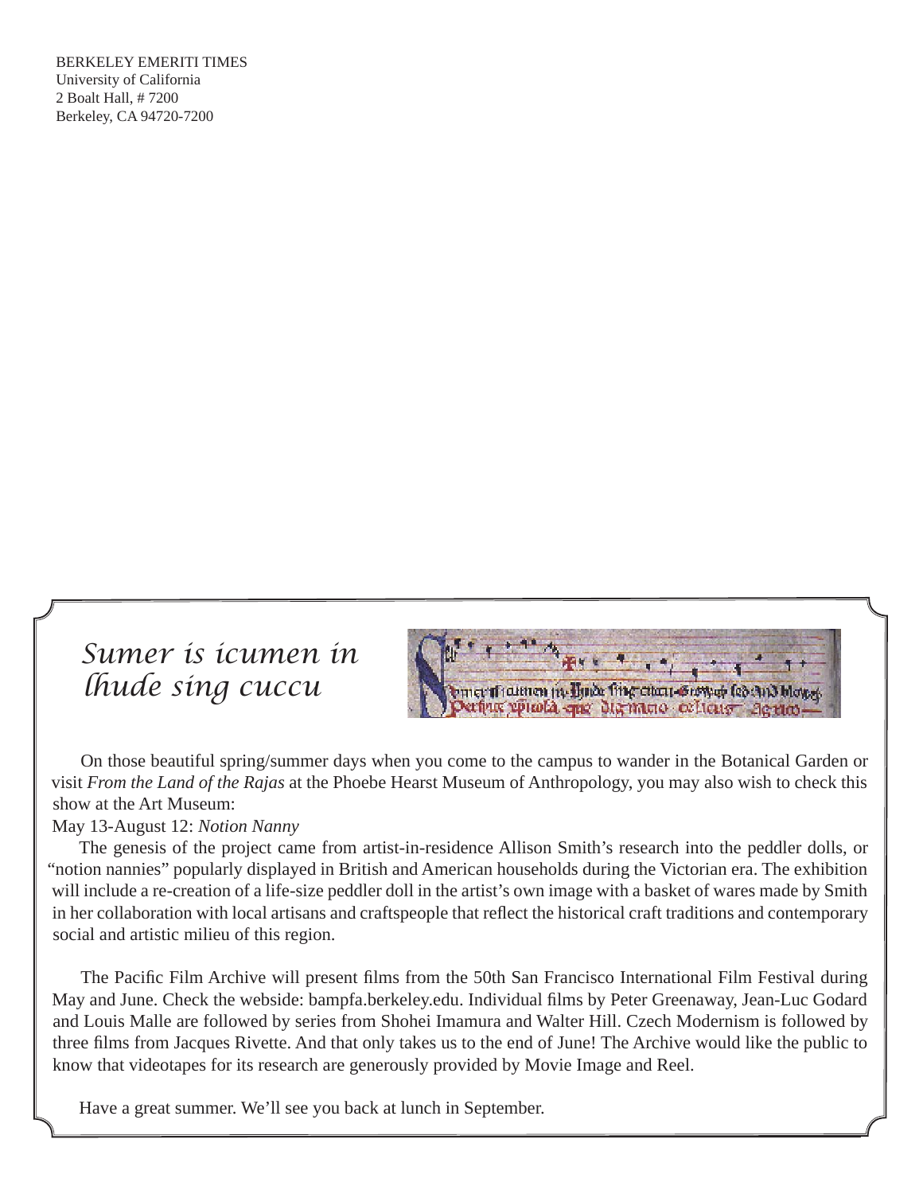BERKELEY EMERITI TIMES
University of California
2 Boalt Hall, # 7200
Berkeley, CA 94720-7200

## *Sumer is icumen in lhude sing cuccu*

On those beautiful spring/summer days when you come to the campus to wander in the Botanical Garden or visit *From the Land of the Rajas* at the Phoebe Hearst Museum of Anthropology, you may also wish to check this show at the Art Museum:

May 13-August 12: *Notion Nanny*

The genesis of the project came from artist-in-residence Allison Smith's research into the peddler dolls, or "notion nannies" popularly displayed in British and American households during the Victorian era. The exhibition will include a re-creation of a life-size peddler doll in the artist's own image with a basket of wares made by Smith in her collaboration with local artisans and craftspeople that reflect the historical craft traditions and contemporary social and artistic milieu of this region.

The Pacific Film Archive will present films from the 50th San Francisco International Film Festival during May and June. Check the webside: bampfa.berkeley.edu. Individual films by Peter Greenaway, Jean-Luc Godard and Louis Malle are followed by series from Shohei Imamura and Walter Hill. Czech Modernism is followed by three films from Jacques Rivette. And that only takes us to the end of June! The Archive would like the public to know that videotapes for its research are generously provided by Movie Image and Reel.

Have a great summer. We'll see you back at lunch in September.